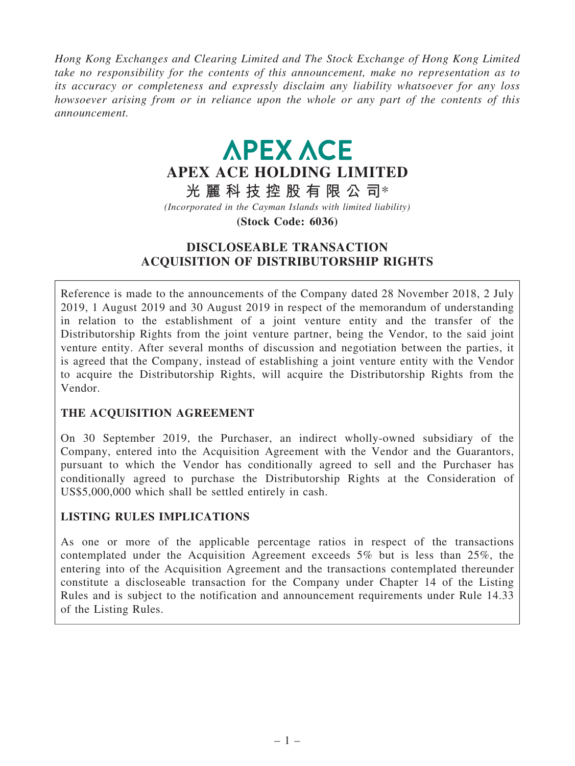*Hong Kong Exchanges and Clearing Limited and The Stock Exchange of Hong Kong Limited take no responsibility for the contents of this announcement, make no representation as to its accuracy or completeness and expressly disclaim any liability whatsoever for any loss howsoever arising from or in reliance upon the whole or any part of the contents of this announcement.*

# APEX ACE

# APEX ACE HOLDING LIMITED

# 光麗科技控股有限公司*

*(Incorporated in the Cayman Islands with limited liability)*

**(Stock Code: 6036)**

## DISCLOSEABLE TRANSACTION ACQUISITION OF DISTRIBUTORSHIP RIGHTS

Reference is made to the announcements of the Company dated 28 November 2018, 2 July 2019, 1 August 2019 and 30 August 2019 in respect of the memorandum of understanding in relation to the establishment of a joint venture entity and the transfer of the Distributorship Rights from the joint venture partner, being the Vendor, to the said joint venture entity. After several months of discussion and negotiation between the parties, it is agreed that the Company, instead of establishing a joint venture entity with the Vendor to acquire the Distributorship Rights, will acquire the Distributorship Rights from the Vendor.

### THE ACQUISITION AGREEMENT

On 30 September 2019, the Purchaser, an indirect wholly-owned subsidiary of the Company, entered into the Acquisition Agreement with the Vendor and the Guarantors, pursuant to which the Vendor has conditionally agreed to sell and the Purchaser has conditionally agreed to purchase the Distributorship Rights at the Consideration of US$5,000,000 which shall be settled entirely in cash.

### LISTING RULES IMPLICATIONS

As one or more of the applicable percentage ratios in respect of the transactions contemplated under the Acquisition Agreement exceeds 5% but is less than 25%, the entering into of the Acquisition Agreement and the transactions contemplated thereunder constitute a discloseable transaction for the Company under Chapter 14 of the Listing Rules and is subject to the notification and announcement requirements under Rule 14.33 of the Listing Rules.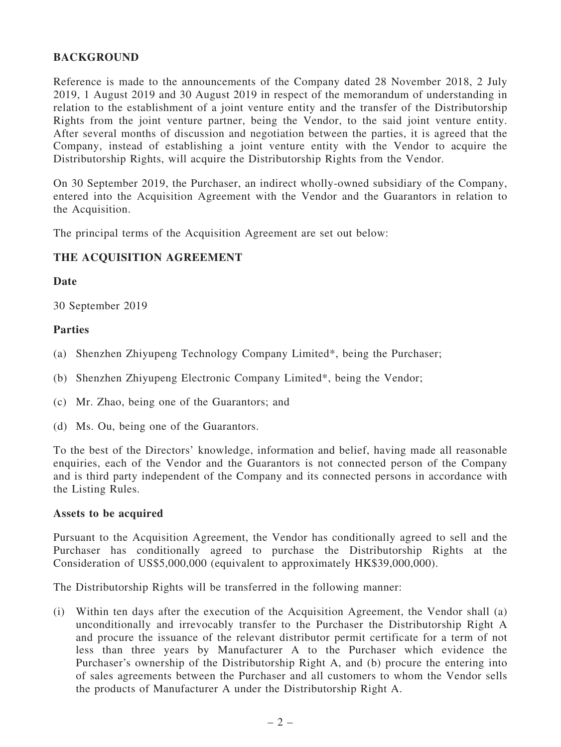## BACKGROUND

Reference is made to the announcements of the Company dated 28 November 2018, 2 July 2019, 1 August 2019 and 30 August 2019 in respect of the memorandum of understanding in relation to the establishment of a joint venture entity and the transfer of the Distributorship Rights from the joint venture partner, being the Vendor, to the said joint venture entity. After several months of discussion and negotiation between the parties, it is agreed that the Company, instead of establishing a joint venture entity with the Vendor to acquire the Distributorship Rights, will acquire the Distributorship Rights from the Vendor.

On 30 September 2019, the Purchaser, an indirect wholly-owned subsidiary of the Company, entered into the Acquisition Agreement with the Vendor and the Guarantors in relation to the Acquisition.

The principal terms of the Acquisition Agreement are set out below:

## THE ACQUISITION AGREEMENT

### Date

30 September 2019

### Parties

(a) Shenzhen Zhiyupeng Technology Company Limited*, being the Purchaser;

(b) Shenzhen Zhiyupeng Electronic Company Limited*, being the Vendor;

(c) Mr. Zhao, being one of the Guarantors; and

(d) Ms. Ou, being one of the Guarantors.

To the best of the Directors' knowledge, information and belief, having made all reasonable enquiries, each of the Vendor and the Guarantors is not connected person of the Company and is third party independent of the Company and its connected persons in accordance with the Listing Rules.

### Assets to be acquired

Pursuant to the Acquisition Agreement, the Vendor has conditionally agreed to sell and the Purchaser has conditionally agreed to purchase the Distributorship Rights at the Consideration of US$5,000,000 (equivalent to approximately HK$39,000,000).

The Distributorship Rights will be transferred in the following manner:

(i) Within ten days after the execution of the Acquisition Agreement, the Vendor shall (a) unconditionally and irrevocably transfer to the Purchaser the Distributorship Right A and procure the issuance of the relevant distributor permit certificate for a term of not less than three years by Manufacturer A to the Purchaser which evidence the Purchaser's ownership of the Distributorship Right A, and (b) procure the entering into of sales agreements between the Purchaser and all customers to whom the Vendor sells the products of Manufacturer A under the Distributorship Right A.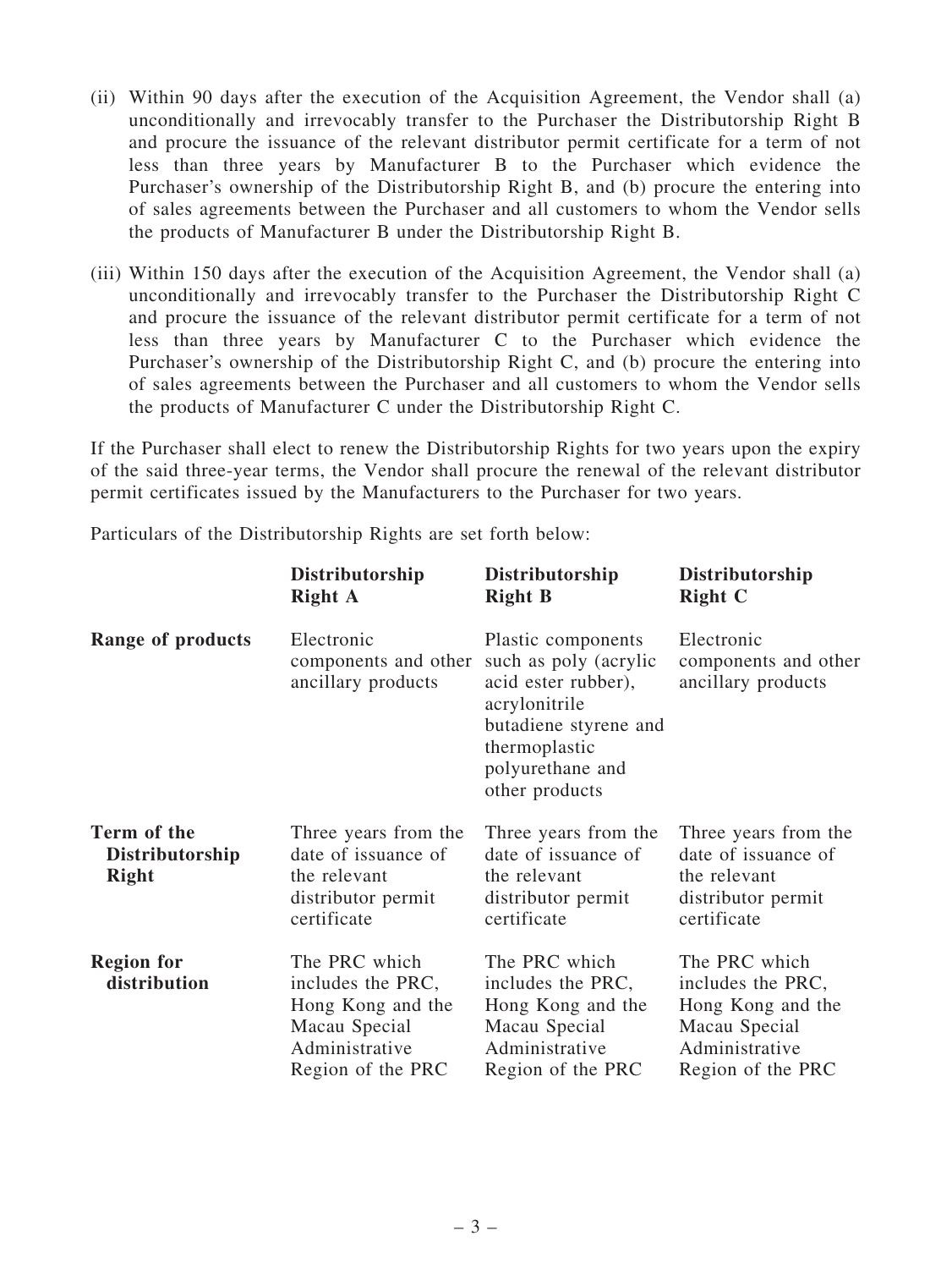(ii) Within 90 days after the execution of the Acquisition Agreement, the Vendor shall (a) unconditionally and irrevocably transfer to the Purchaser the Distributorship Right B and procure the issuance of the relevant distributor permit certificate for a term of not less than three years by Manufacturer B to the Purchaser which evidence the Purchaser's ownership of the Distributorship Right B, and (b) procure the entering into of sales agreements between the Purchaser and all customers to whom the Vendor sells the products of Manufacturer B under the Distributorship Right B.

(iii) Within 150 days after the execution of the Acquisition Agreement, the Vendor shall (a) unconditionally and irrevocably transfer to the Purchaser the Distributorship Right C and procure the issuance of the relevant distributor permit certificate for a term of not less than three years by Manufacturer C to the Purchaser which evidence the Purchaser's ownership of the Distributorship Right C, and (b) procure the entering into of sales agreements between the Purchaser and all customers to whom the Vendor sells the products of Manufacturer C under the Distributorship Right C.

If the Purchaser shall elect to renew the Distributorship Rights for two years upon the expiry of the said three-year terms, the Vendor shall procure the renewal of the relevant distributor permit certificates issued by the Manufacturers to the Purchaser for two years.

Particulars of the Distributorship Rights are set forth below:

| | **Distributorship Right A** | **Distributorship Right B** | **Distributorship Right C** |
|---|---|---|---|
| **Range of products** | Electronic components and other ancillary products | Plastic components such as poly (acrylic acid ester rubber), acrylonitrile butadiene styrene and thermoplastic polyurethane and other products | Electronic components and other ancillary products |
| **Term of the Distributorship Right** | Three years from the date of issuance of the relevant distributor permit certificate | Three years from the date of issuance of the relevant distributor permit certificate | Three years from the date of issuance of the relevant distributor permit certificate |
| **Region for distribution** | The PRC which includes the PRC, Hong Kong and the Macau Special Administrative Region of the PRC | The PRC which includes the PRC, Hong Kong and the Macau Special Administrative Region of the PRC | The PRC which includes the PRC, Hong Kong and the Macau Special Administrative Region of the PRC |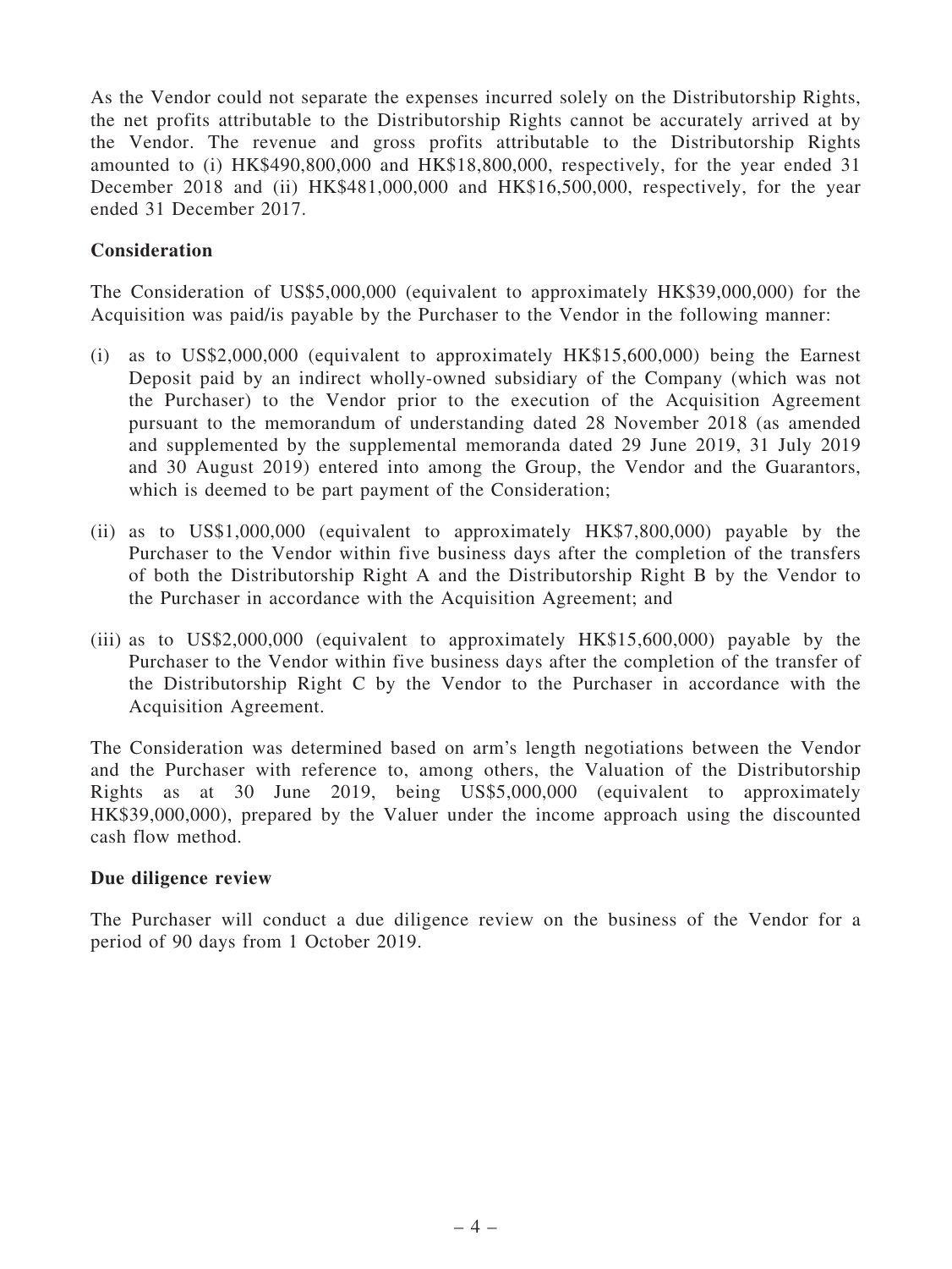As the Vendor could not separate the expenses incurred solely on the Distributorship Rights, the net profits attributable to the Distributorship Rights cannot be accurately arrived at by the Vendor. The revenue and gross profits attributable to the Distributorship Rights amounted to (i) HK$490,800,000 and HK$18,800,000, respectively, for the year ended 31 December 2018 and (ii) HK$481,000,000 and HK$16,500,000, respectively, for the year ended 31 December 2017.

**Consideration**

The Consideration of US$5,000,000 (equivalent to approximately HK$39,000,000) for the Acquisition was paid/is payable by the Purchaser to the Vendor in the following manner:

(i) as to US$2,000,000 (equivalent to approximately HK$15,600,000) being the Earnest Deposit paid by an indirect wholly-owned subsidiary of the Company (which was not the Purchaser) to the Vendor prior to the execution of the Acquisition Agreement pursuant to the memorandum of understanding dated 28 November 2018 (as amended and supplemented by the supplemental memoranda dated 29 June 2019, 31 July 2019 and 30 August 2019) entered into among the Group, the Vendor and the Guarantors, which is deemed to be part payment of the Consideration;

(ii) as to US$1,000,000 (equivalent to approximately HK$7,800,000) payable by the Purchaser to the Vendor within five business days after the completion of the transfers of both the Distributorship Right A and the Distributorship Right B by the Vendor to the Purchaser in accordance with the Acquisition Agreement; and

(iii) as to US$2,000,000 (equivalent to approximately HK$15,600,000) payable by the Purchaser to the Vendor within five business days after the completion of the transfer of the Distributorship Right C by the Vendor to the Purchaser in accordance with the Acquisition Agreement.

The Consideration was determined based on arm's length negotiations between the Vendor and the Purchaser with reference to, among others, the Valuation of the Distributorship Rights as at 30 June 2019, being US$5,000,000 (equivalent to approximately HK$39,000,000), prepared by the Valuer under the income approach using the discounted cash flow method.

**Due diligence review**

The Purchaser will conduct a due diligence review on the business of the Vendor for a period of 90 days from 1 October 2019.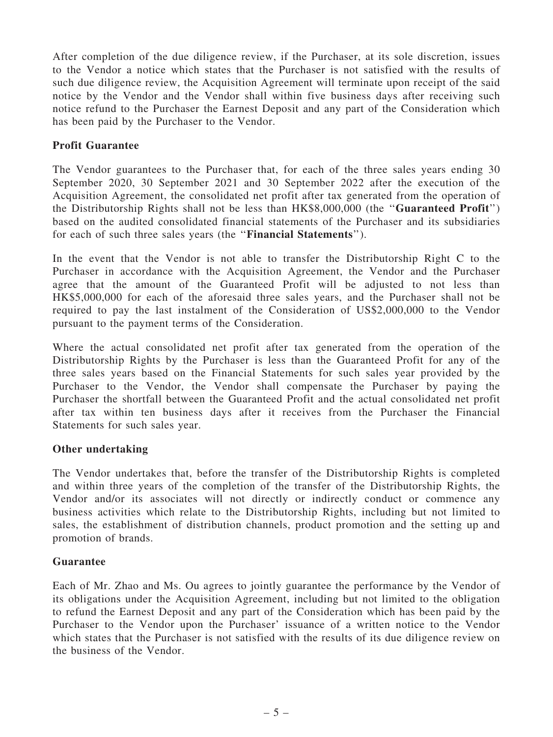After completion of the due diligence review, if the Purchaser, at its sole discretion, issues to the Vendor a notice which states that the Purchaser is not satisfied with the results of such due diligence review, the Acquisition Agreement will terminate upon receipt of the said notice by the Vendor and the Vendor shall within five business days after receiving such notice refund to the Purchaser the Earnest Deposit and any part of the Consideration which has been paid by the Purchaser to the Vendor.

**Profit Guarantee**

The Vendor guarantees to the Purchaser that, for each of the three sales years ending 30 September 2020, 30 September 2021 and 30 September 2022 after the execution of the Acquisition Agreement, the consolidated net profit after tax generated from the operation of the Distributorship Rights shall not be less than HK$8,000,000 (the "**Guaranteed Profit**") based on the audited consolidated financial statements of the Purchaser and its subsidiaries for each of such three sales years (the "**Financial Statements**").

In the event that the Vendor is not able to transfer the Distributorship Right C to the Purchaser in accordance with the Acquisition Agreement, the Vendor and the Purchaser agree that the amount of the Guaranteed Profit will be adjusted to not less than HK$5,000,000 for each of the aforesaid three sales years, and the Purchaser shall not be required to pay the last instalment of the Consideration of US$2,000,000 to the Vendor pursuant to the payment terms of the Consideration.

Where the actual consolidated net profit after tax generated from the operation of the Distributorship Rights by the Purchaser is less than the Guaranteed Profit for any of the three sales years based on the Financial Statements for such sales year provided by the Purchaser to the Vendor, the Vendor shall compensate the Purchaser by paying the Purchaser the shortfall between the Guaranteed Profit and the actual consolidated net profit after tax within ten business days after it receives from the Purchaser the Financial Statements for such sales year.

**Other undertaking**

The Vendor undertakes that, before the transfer of the Distributorship Rights is completed and within three years of the completion of the transfer of the Distributorship Rights, the Vendor and/or its associates will not directly or indirectly conduct or commence any business activities which relate to the Distributorship Rights, including but not limited to sales, the establishment of distribution channels, product promotion and the setting up and promotion of brands.

**Guarantee**

Each of Mr. Zhao and Ms. Ou agrees to jointly guarantee the performance by the Vendor of its obligations under the Acquisition Agreement, including but not limited to the obligation to refund the Earnest Deposit and any part of the Consideration which has been paid by the Purchaser to the Vendor upon the Purchaser' issuance of a written notice to the Vendor which states that the Purchaser is not satisfied with the results of its due diligence review on the business of the Vendor.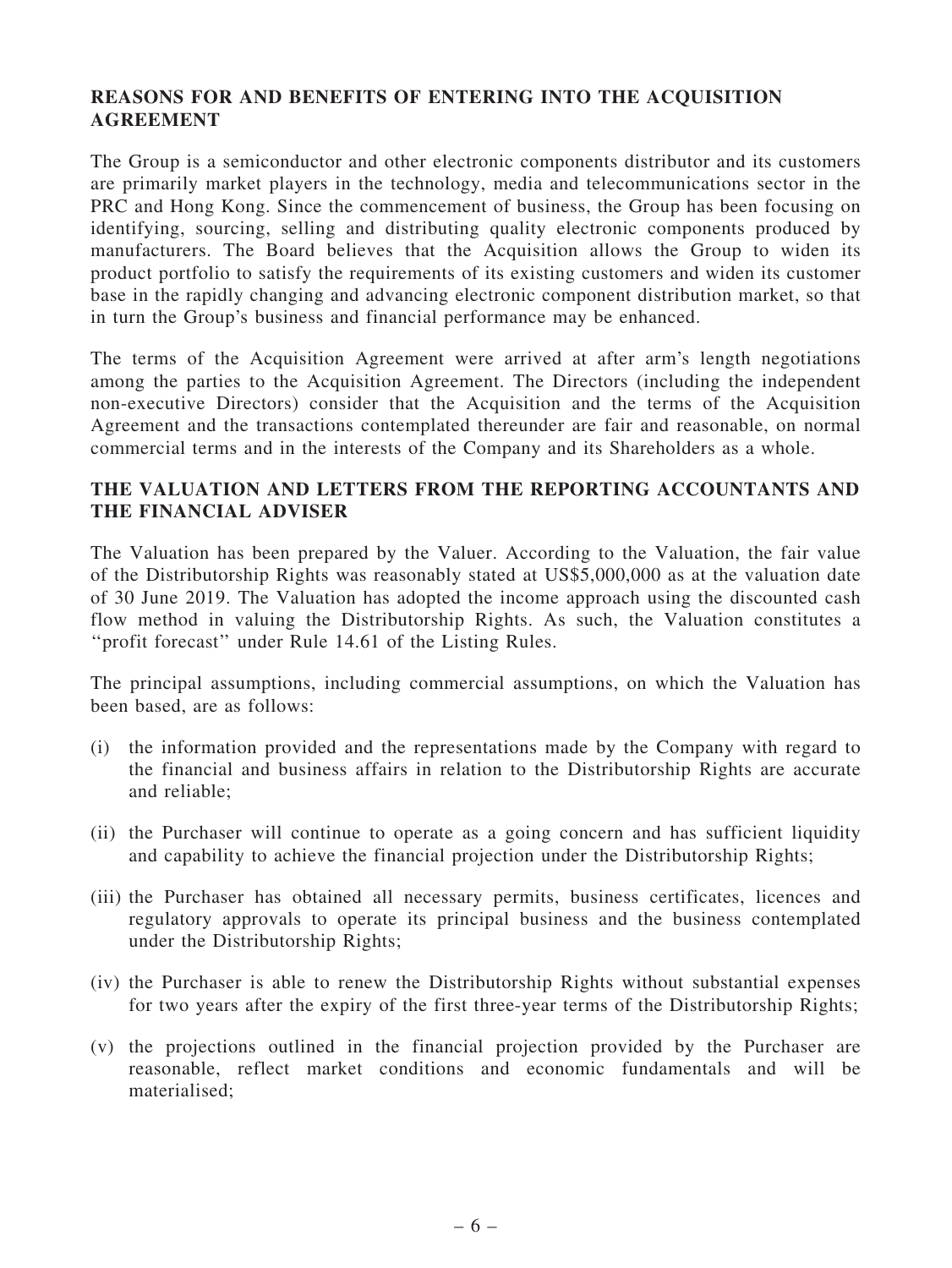## REASONS FOR AND BENEFITS OF ENTERING INTO THE ACQUISITION AGREEMENT

The Group is a semiconductor and other electronic components distributor and its customers are primarily market players in the technology, media and telecommunications sector in the PRC and Hong Kong. Since the commencement of business, the Group has been focusing on identifying, sourcing, selling and distributing quality electronic components produced by manufacturers. The Board believes that the Acquisition allows the Group to widen its product portfolio to satisfy the requirements of its existing customers and widen its customer base in the rapidly changing and advancing electronic component distribution market, so that in turn the Group's business and financial performance may be enhanced.

The terms of the Acquisition Agreement were arrived at after arm's length negotiations among the parties to the Acquisition Agreement. The Directors (including the independent non-executive Directors) consider that the Acquisition and the terms of the Acquisition Agreement and the transactions contemplated thereunder are fair and reasonable, on normal commercial terms and in the interests of the Company and its Shareholders as a whole.

## THE VALUATION AND LETTERS FROM THE REPORTING ACCOUNTANTS AND THE FINANCIAL ADVISER

The Valuation has been prepared by the Valuer. According to the Valuation, the fair value of the Distributorship Rights was reasonably stated at US$5,000,000 as at the valuation date of 30 June 2019. The Valuation has adopted the income approach using the discounted cash flow method in valuing the Distributorship Rights. As such, the Valuation constitutes a ''profit forecast'' under Rule 14.61 of the Listing Rules.

The principal assumptions, including commercial assumptions, on which the Valuation has been based, are as follows:

(i) the information provided and the representations made by the Company with regard to the financial and business affairs in relation to the Distributorship Rights are accurate and reliable;

(ii) the Purchaser will continue to operate as a going concern and has sufficient liquidity and capability to achieve the financial projection under the Distributorship Rights;

(iii) the Purchaser has obtained all necessary permits, business certificates, licences and regulatory approvals to operate its principal business and the business contemplated under the Distributorship Rights;

(iv) the Purchaser is able to renew the Distributorship Rights without substantial expenses for two years after the expiry of the first three-year terms of the Distributorship Rights;

(v) the projections outlined in the financial projection provided by the Purchaser are reasonable, reflect market conditions and economic fundamentals and will be materialised;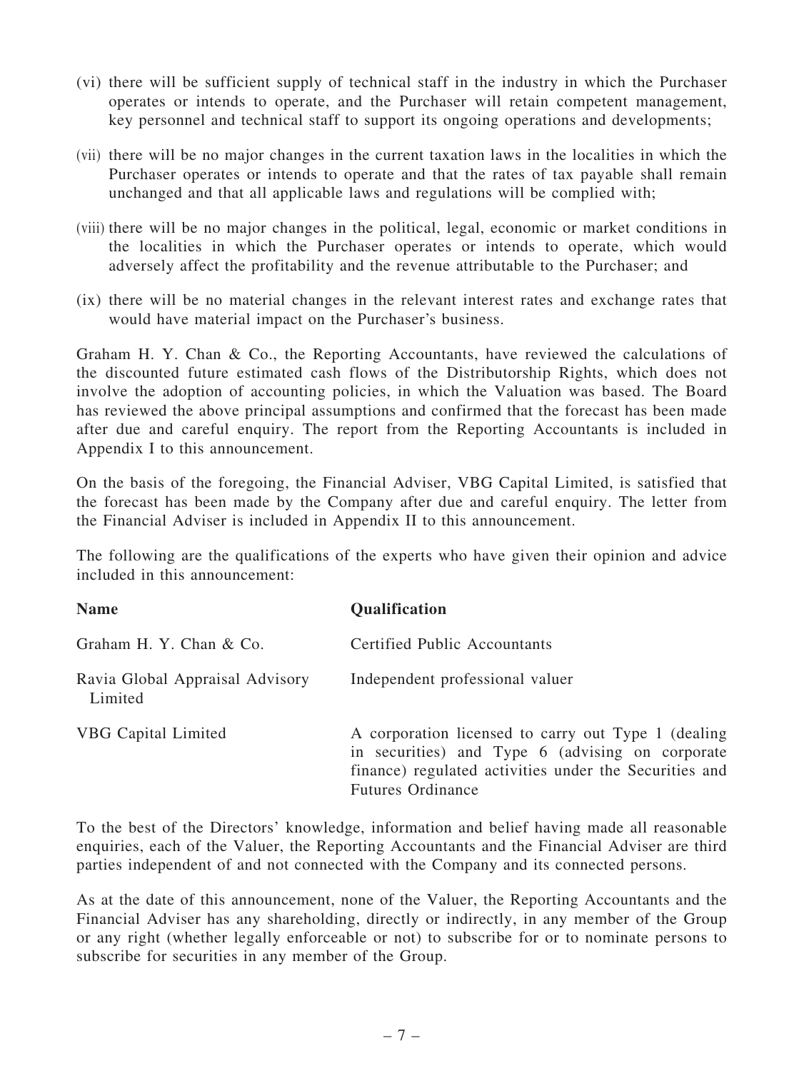(vi) there will be sufficient supply of technical staff in the industry in which the Purchaser operates or intends to operate, and the Purchaser will retain competent management, key personnel and technical staff to support its ongoing operations and developments;

(vii) there will be no major changes in the current taxation laws in the localities in which the Purchaser operates or intends to operate and that the rates of tax payable shall remain unchanged and that all applicable laws and regulations will be complied with;

(viii) there will be no major changes in the political, legal, economic or market conditions in the localities in which the Purchaser operates or intends to operate, which would adversely affect the profitability and the revenue attributable to the Purchaser; and

(ix) there will be no material changes in the relevant interest rates and exchange rates that would have material impact on the Purchaser's business.

Graham H. Y. Chan & Co., the Reporting Accountants, have reviewed the calculations of the discounted future estimated cash flows of the Distributorship Rights, which does not involve the adoption of accounting policies, in which the Valuation was based. The Board has reviewed the above principal assumptions and confirmed that the forecast has been made after due and careful enquiry. The report from the Reporting Accountants is included in Appendix I to this announcement.

On the basis of the foregoing, the Financial Adviser, VBG Capital Limited, is satisfied that the forecast has been made by the Company after due and careful enquiry. The letter from the Financial Adviser is included in Appendix II to this announcement.

The following are the qualifications of the experts who have given their opinion and advice included in this announcement:

| **Name** | **Qualification** |
|---|---|
| Graham H. Y. Chan & Co. | Certified Public Accountants |
| Ravia Global Appraisal Advisory Limited | Independent professional valuer |
| VBG Capital Limited | A corporation licensed to carry out Type 1 (dealing in securities) and Type 6 (advising on corporate finance) regulated activities under the Securities and Futures Ordinance |

To the best of the Directors' knowledge, information and belief having made all reasonable enquiries, each of the Valuer, the Reporting Accountants and the Financial Adviser are third parties independent of and not connected with the Company and its connected persons.

As at the date of this announcement, none of the Valuer, the Reporting Accountants and the Financial Adviser has any shareholding, directly or indirectly, in any member of the Group or any right (whether legally enforceable or not) to subscribe for or to nominate persons to subscribe for securities in any member of the Group.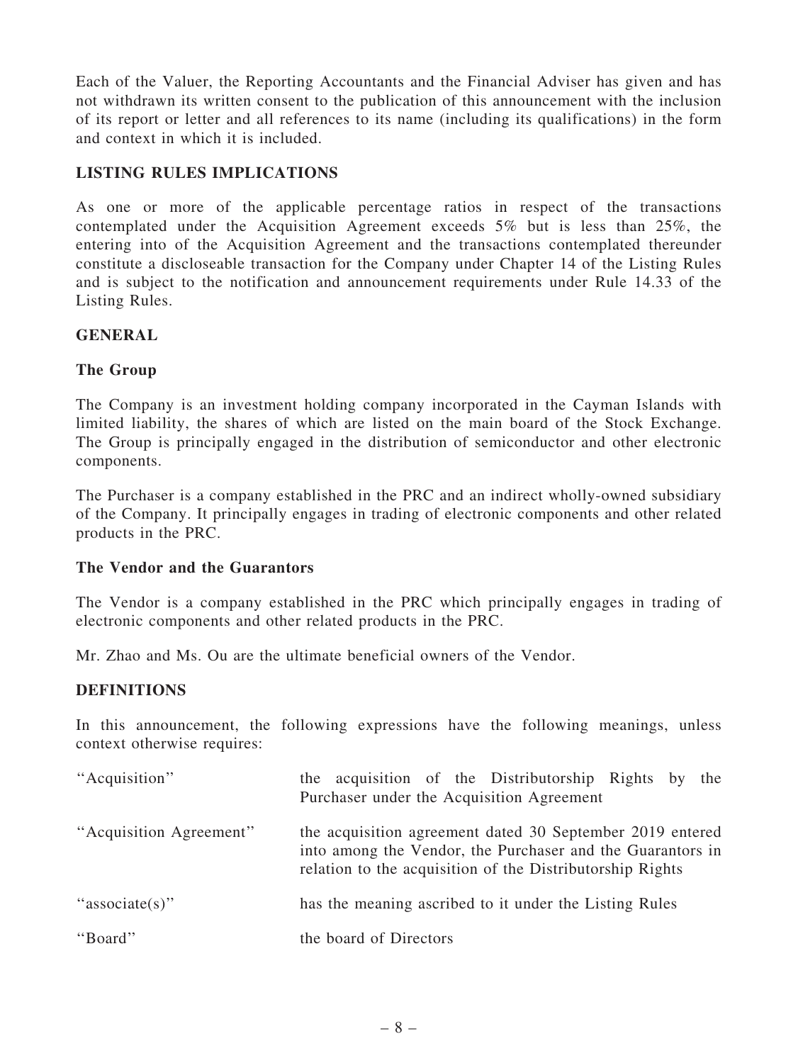Each of the Valuer, the Reporting Accountants and the Financial Adviser has given and has not withdrawn its written consent to the publication of this announcement with the inclusion of its report or letter and all references to its name (including its qualifications) in the form and context in which it is included.

## LISTING RULES IMPLICATIONS

As one or more of the applicable percentage ratios in respect of the transactions contemplated under the Acquisition Agreement exceeds 5% but is less than 25%, the entering into of the Acquisition Agreement and the transactions contemplated thereunder constitute a discloseable transaction for the Company under Chapter 14 of the Listing Rules and is subject to the notification and announcement requirements under Rule 14.33 of the Listing Rules.

## GENERAL

### The Group

The Company is an investment holding company incorporated in the Cayman Islands with limited liability, the shares of which are listed on the main board of the Stock Exchange. The Group is principally engaged in the distribution of semiconductor and other electronic components.

The Purchaser is a company established in the PRC and an indirect wholly-owned subsidiary of the Company. It principally engages in trading of electronic components and other related products in the PRC.

### The Vendor and the Guarantors

The Vendor is a company established in the PRC which principally engages in trading of electronic components and other related products in the PRC.

Mr. Zhao and Ms. Ou are the ultimate beneficial owners of the Vendor.

## DEFINITIONS

In this announcement, the following expressions have the following meanings, unless context otherwise requires:

| | |
|---|---|
| "Acquisition" | the acquisition of the Distributorship Rights by the Purchaser under the Acquisition Agreement |
| "Acquisition Agreement" | the acquisition agreement dated 30 September 2019 entered into among the Vendor, the Purchaser and the Guarantors in relation to the acquisition of the Distributorship Rights |
| "associate(s)" | has the meaning ascribed to it under the Listing Rules |
| "Board" | the board of Directors |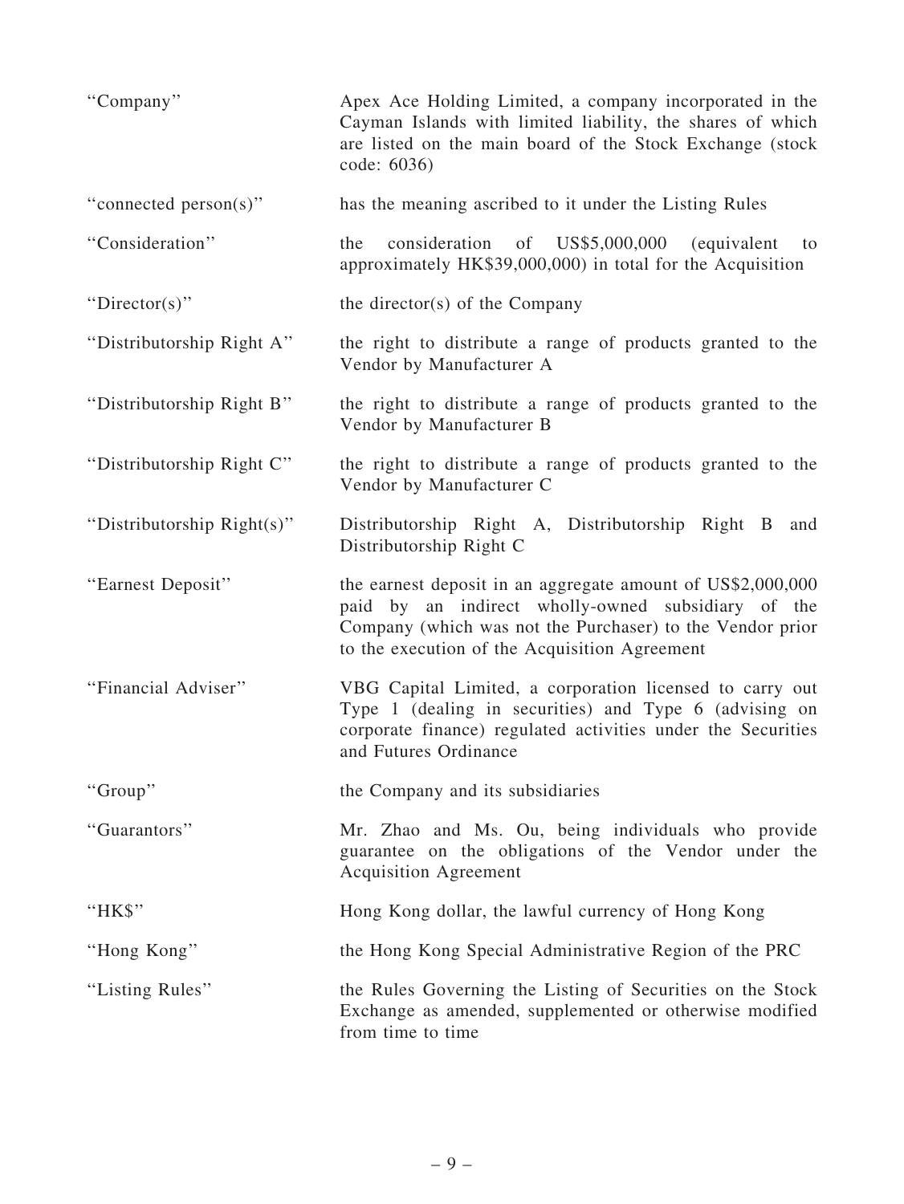| | |
|---|---|
| "Company" | Apex Ace Holding Limited, a company incorporated in the Cayman Islands with limited liability, the shares of which are listed on the main board of the Stock Exchange (stock code: 6036) |
| "connected person(s)" | has the meaning ascribed to it under the Listing Rules |
| "Consideration" | the consideration of US$5,000,000 (equivalent to approximately HK$39,000,000) in total for the Acquisition |
| "Director(s)" | the director(s) of the Company |
| "Distributorship Right A" | the right to distribute a range of products granted to the Vendor by Manufacturer A |
| "Distributorship Right B" | the right to distribute a range of products granted to the Vendor by Manufacturer B |
| "Distributorship Right C" | the right to distribute a range of products granted to the Vendor by Manufacturer C |
| "Distributorship Right(s)" | Distributorship Right A, Distributorship Right B and Distributorship Right C |
| "Earnest Deposit" | the earnest deposit in an aggregate amount of US$2,000,000 paid by an indirect wholly-owned subsidiary of the Company (which was not the Purchaser) to the Vendor prior to the execution of the Acquisition Agreement |
| "Financial Adviser" | VBG Capital Limited, a corporation licensed to carry out Type 1 (dealing in securities) and Type 6 (advising on corporate finance) regulated activities under the Securities and Futures Ordinance |
| "Group" | the Company and its subsidiaries |
| "Guarantors" | Mr. Zhao and Ms. Ou, being individuals who provide guarantee on the obligations of the Vendor under the Acquisition Agreement |
| "HK$" | Hong Kong dollar, the lawful currency of Hong Kong |
| "Hong Kong" | the Hong Kong Special Administrative Region of the PRC |
| "Listing Rules" | the Rules Governing the Listing of Securities on the Stock Exchange as amended, supplemented or otherwise modified from time to time |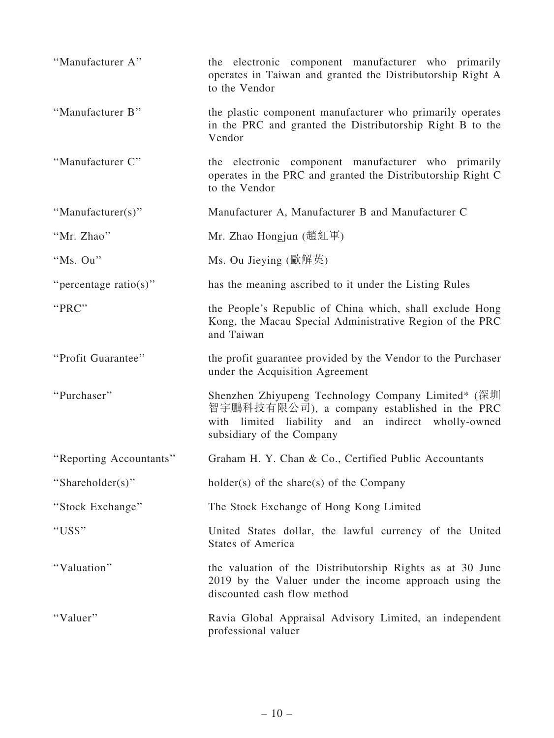| | |
|---|---|
| "Manufacturer A" | the electronic component manufacturer who primarily operates in Taiwan and granted the Distributorship Right A to the Vendor |
| "Manufacturer B" | the plastic component manufacturer who primarily operates in the PRC and granted the Distributorship Right B to the Vendor |
| "Manufacturer C" | the electronic component manufacturer who primarily operates in the PRC and granted the Distributorship Right C to the Vendor |
| "Manufacturer(s)" | Manufacturer A, Manufacturer B and Manufacturer C |
| "Mr. Zhao" | Mr. Zhao Hongjun (趙紅軍) |
| "Ms. Ou" | Ms. Ou Jieying (歐解英) |
| "percentage ratio(s)" | has the meaning ascribed to it under the Listing Rules |
| "PRC" | the People's Republic of China which, shall exclude Hong Kong, the Macau Special Administrative Region of the PRC and Taiwan |
| "Profit Guarantee" | the profit guarantee provided by the Vendor to the Purchaser under the Acquisition Agreement |
| "Purchaser" | Shenzhen Zhiyupeng Technology Company Limited* (深圳智宇鵬科技有限公司), a company established in the PRC with limited liability and an indirect wholly-owned subsidiary of the Company |
| "Reporting Accountants" | Graham H. Y. Chan & Co., Certified Public Accountants |
| "Shareholder(s)" | holder(s) of the share(s) of the Company |
| "Stock Exchange" | The Stock Exchange of Hong Kong Limited |
| "US$" | United States dollar, the lawful currency of the United States of America |
| "Valuation" | the valuation of the Distributorship Rights as at 30 June 2019 by the Valuer under the income approach using the discounted cash flow method |
| "Valuer" | Ravia Global Appraisal Advisory Limited, an independent professional valuer |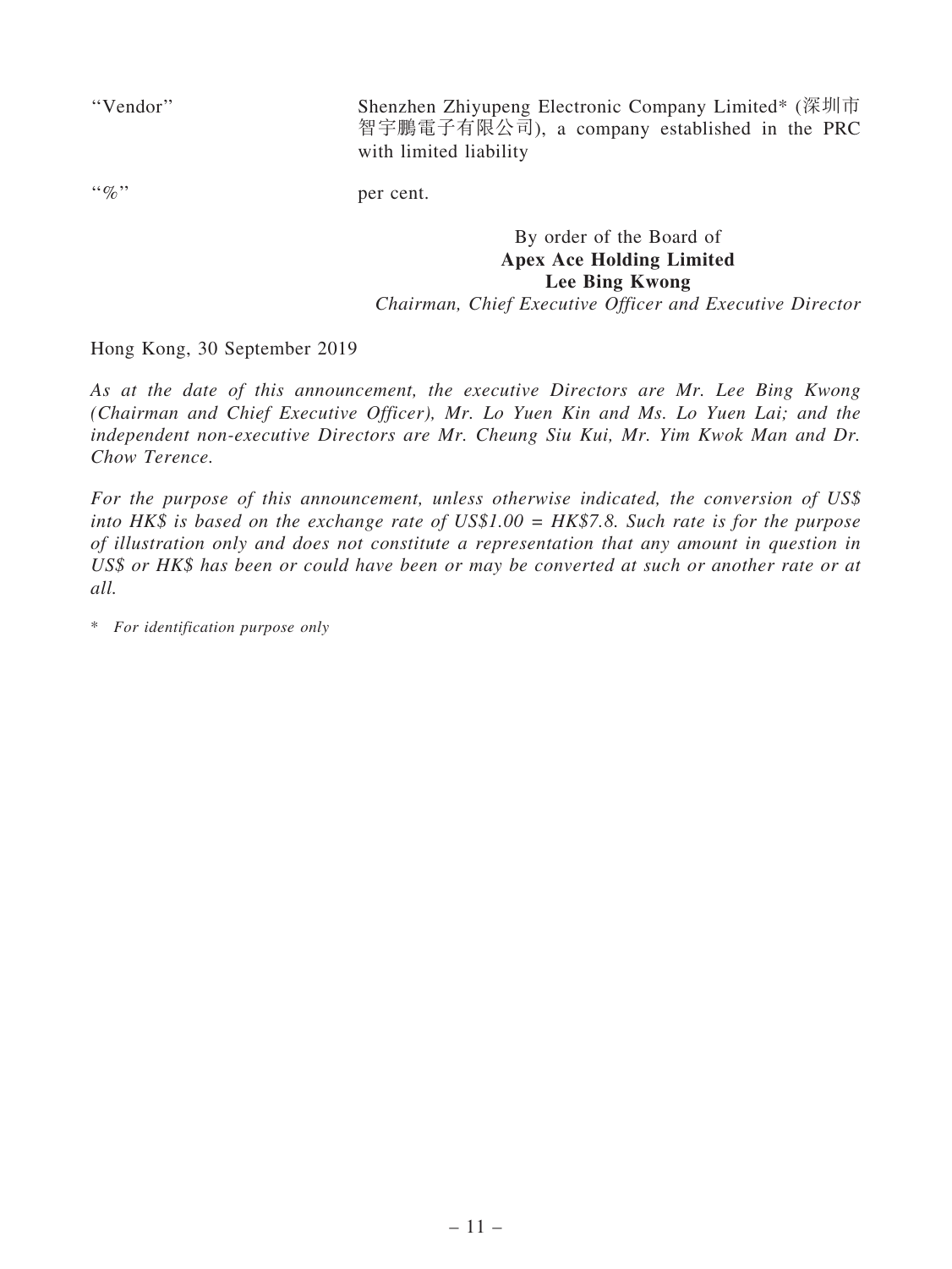| | |
|---|---|
| "Vendor" | Shenzhen Zhiyupeng Electronic Company Limited* (深圳市智宇鵬電子有限公司), a company established in the PRC with limited liability |
| "%" | per cent. |

By order of the Board of
**Apex Ace Holding Limited**
**Lee Bing Kwong**
*Chairman, Chief Executive Officer and Executive Director*

Hong Kong, 30 September 2019

*As at the date of this announcement, the executive Directors are Mr. Lee Bing Kwong (Chairman and Chief Executive Officer), Mr. Lo Yuen Kin and Ms. Lo Yuen Lai; and the independent non-executive Directors are Mr. Cheung Siu Kui, Mr. Yim Kwok Man and Dr. Chow Terence.*

*For the purpose of this announcement, unless otherwise indicated, the conversion of US$ into HK$ is based on the exchange rate of US$1.00 = HK$7.8. Such rate is for the purpose of illustration only and does not constitute a representation that any amount in question in US$ or HK$ has been or could have been or may be converted at such or another rate or at all.*

\* *For identification purpose only*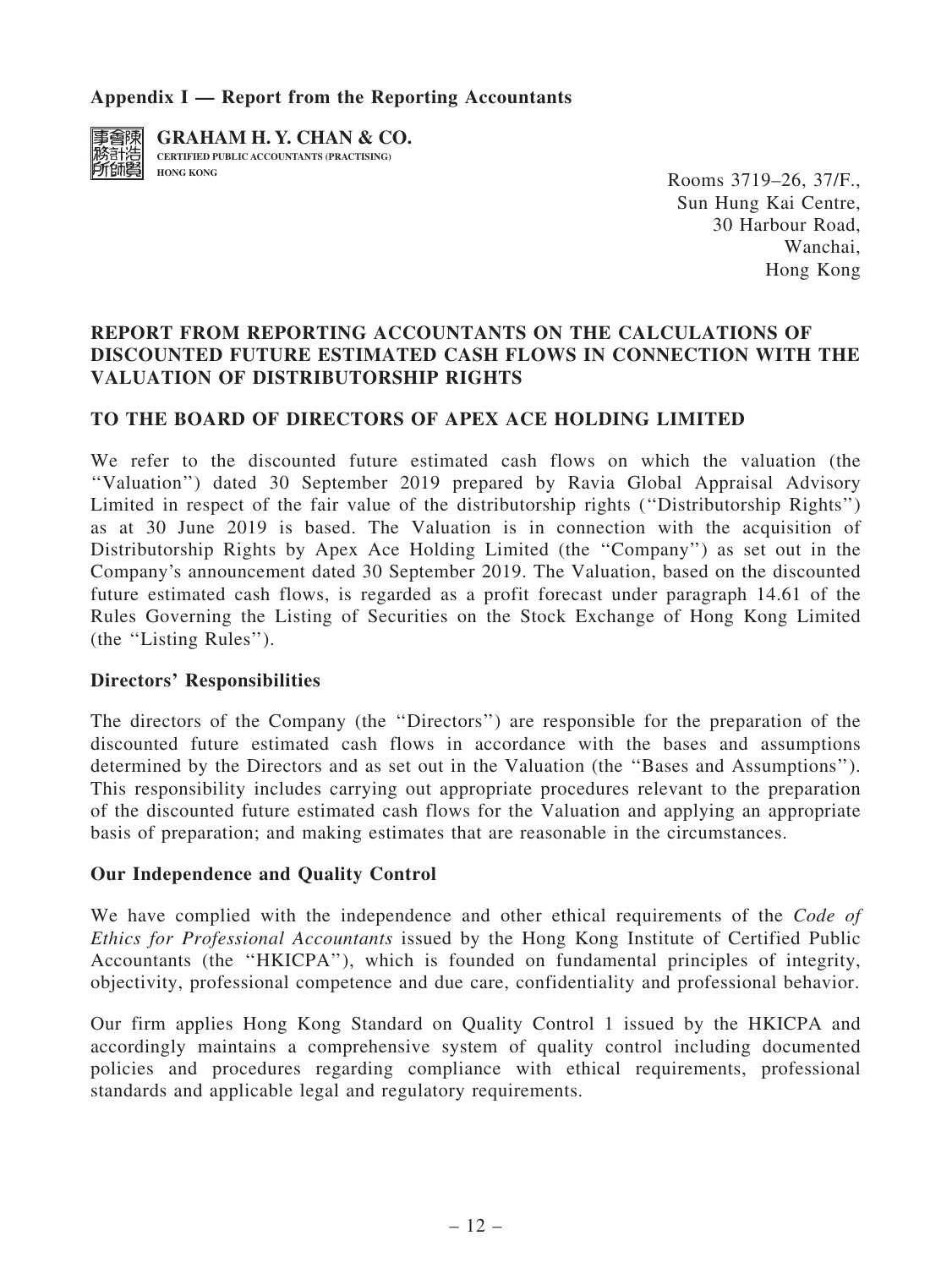**Appendix I — Report from the Reporting Accountants**

**GRAHAM H. Y. CHAN & CO.**
**CERTIFIED PUBLIC ACCOUNTANTS (PRACTISING)**
**HONG KONG**

Rooms 3719–26, 37/F.,
Sun Hung Kai Centre,
30 Harbour Road,
Wanchai,
Hong Kong

## REPORT FROM REPORTING ACCOUNTANTS ON THE CALCULATIONS OF DISCOUNTED FUTURE ESTIMATED CASH FLOWS IN CONNECTION WITH THE VALUATION OF DISTRIBUTORSHIP RIGHTS

## TO THE BOARD OF DIRECTORS OF APEX ACE HOLDING LIMITED

We refer to the discounted future estimated cash flows on which the valuation (the ''Valuation'') dated 30 September 2019 prepared by Ravia Global Appraisal Advisory Limited in respect of the fair value of the distributorship rights (''Distributorship Rights'') as at 30 June 2019 is based. The Valuation is in connection with the acquisition of Distributorship Rights by Apex Ace Holding Limited (the ''Company'') as set out in the Company's announcement dated 30 September 2019. The Valuation, based on the discounted future estimated cash flows, is regarded as a profit forecast under paragraph 14.61 of the Rules Governing the Listing of Securities on the Stock Exchange of Hong Kong Limited (the ''Listing Rules'').

### Directors' Responsibilities

The directors of the Company (the ''Directors'') are responsible for the preparation of the discounted future estimated cash flows in accordance with the bases and assumptions determined by the Directors and as set out in the Valuation (the ''Bases and Assumptions''). This responsibility includes carrying out appropriate procedures relevant to the preparation of the discounted future estimated cash flows for the Valuation and applying an appropriate basis of preparation; and making estimates that are reasonable in the circumstances.

### Our Independence and Quality Control

We have complied with the independence and other ethical requirements of the *Code of Ethics for Professional Accountants* issued by the Hong Kong Institute of Certified Public Accountants (the ''HKICPA''), which is founded on fundamental principles of integrity, objectivity, professional competence and due care, confidentiality and professional behavior.

Our firm applies Hong Kong Standard on Quality Control 1 issued by the HKICPA and accordingly maintains a comprehensive system of quality control including documented policies and procedures regarding compliance with ethical requirements, professional standards and applicable legal and regulatory requirements.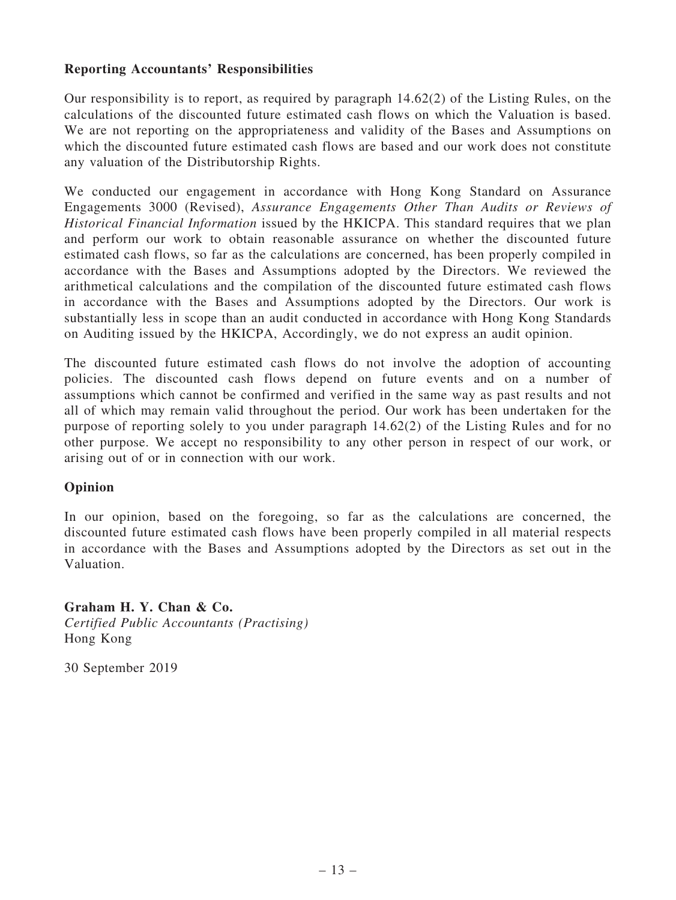**Reporting Accountants' Responsibilities**

Our responsibility is to report, as required by paragraph 14.62(2) of the Listing Rules, on the calculations of the discounted future estimated cash flows on which the Valuation is based. We are not reporting on the appropriateness and validity of the Bases and Assumptions on which the discounted future estimated cash flows are based and our work does not constitute any valuation of the Distributorship Rights.

We conducted our engagement in accordance with Hong Kong Standard on Assurance Engagements 3000 (Revised), *Assurance Engagements Other Than Audits or Reviews of Historical Financial Information* issued by the HKICPA. This standard requires that we plan and perform our work to obtain reasonable assurance on whether the discounted future estimated cash flows, so far as the calculations are concerned, has been properly compiled in accordance with the Bases and Assumptions adopted by the Directors. We reviewed the arithmetical calculations and the compilation of the discounted future estimated cash flows in accordance with the Bases and Assumptions adopted by the Directors. Our work is substantially less in scope than an audit conducted in accordance with Hong Kong Standards on Auditing issued by the HKICPA, Accordingly, we do not express an audit opinion.

The discounted future estimated cash flows do not involve the adoption of accounting policies. The discounted cash flows depend on future events and on a number of assumptions which cannot be confirmed and verified in the same way as past results and not all of which may remain valid throughout the period. Our work has been undertaken for the purpose of reporting solely to you under paragraph 14.62(2) of the Listing Rules and for no other purpose. We accept no responsibility to any other person in respect of our work, or arising out of or in connection with our work.

**Opinion**

In our opinion, based on the foregoing, so far as the calculations are concerned, the discounted future estimated cash flows have been properly compiled in all material respects in accordance with the Bases and Assumptions adopted by the Directors as set out in the Valuation.

**Graham H. Y. Chan & Co.**
*Certified Public Accountants (Practising)*
Hong Kong

30 September 2019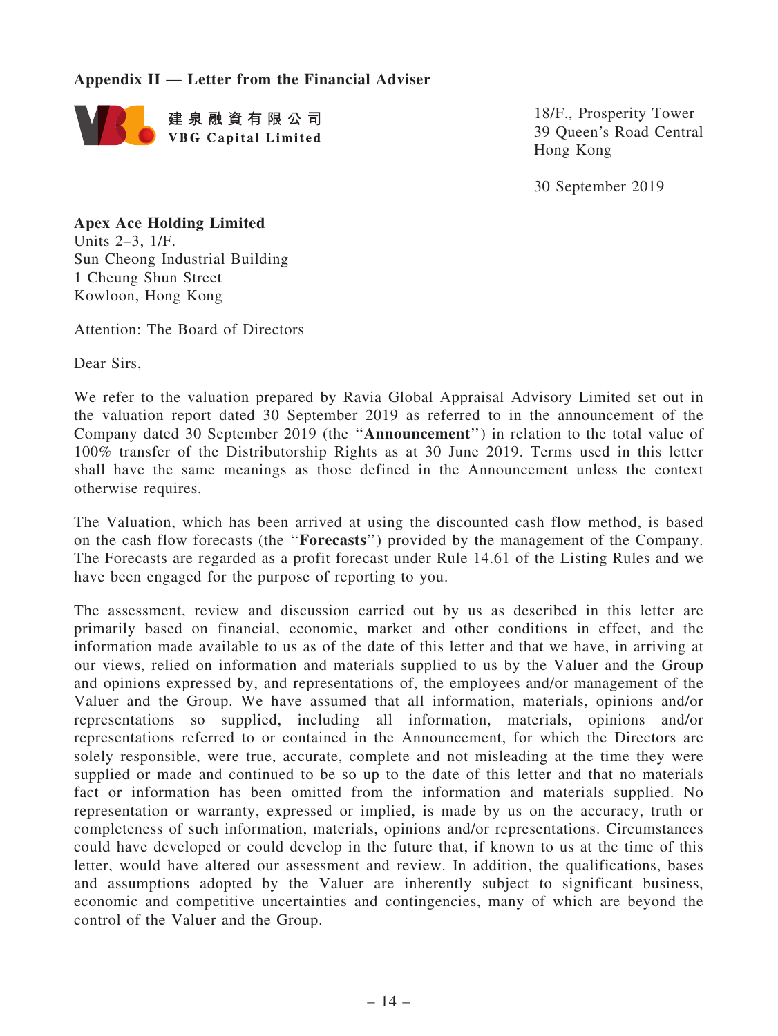**Appendix II — Letter from the Financial Adviser**

建泉融資有限公司
**VBG Capital Limited**

18/F., Prosperity Tower
39 Queen's Road Central
Hong Kong

30 September 2019

**Apex Ace Holding Limited**
Units 2–3, 1/F.
Sun Cheong Industrial Building
1 Cheung Shun Street
Kowloon, Hong Kong

Attention: The Board of Directors

Dear Sirs,

We refer to the valuation prepared by Ravia Global Appraisal Advisory Limited set out in the valuation report dated 30 September 2019 as referred to in the announcement of the Company dated 30 September 2019 (the "**Announcement**") in relation to the total value of 100% transfer of the Distributorship Rights as at 30 June 2019. Terms used in this letter shall have the same meanings as those defined in the Announcement unless the context otherwise requires.

The Valuation, which has been arrived at using the discounted cash flow method, is based on the cash flow forecasts (the "**Forecasts**") provided by the management of the Company. The Forecasts are regarded as a profit forecast under Rule 14.61 of the Listing Rules and we have been engaged for the purpose of reporting to you.

The assessment, review and discussion carried out by us as described in this letter are primarily based on financial, economic, market and other conditions in effect, and the information made available to us as of the date of this letter and that we have, in arriving at our views, relied on information and materials supplied to us by the Valuer and the Group and opinions expressed by, and representations of, the employees and/or management of the Valuer and the Group. We have assumed that all information, materials, opinions and/or representations so supplied, including all information, materials, opinions and/or representations referred to or contained in the Announcement, for which the Directors are solely responsible, were true, accurate, complete and not misleading at the time they were supplied or made and continued to be so up to the date of this letter and that no materials fact or information has been omitted from the information and materials supplied. No representation or warranty, expressed or implied, is made by us on the accuracy, truth or completeness of such information, materials, opinions and/or representations. Circumstances could have developed or could develop in the future that, if known to us at the time of this letter, would have altered our assessment and review. In addition, the qualifications, bases and assumptions adopted by the Valuer are inherently subject to significant business, economic and competitive uncertainties and contingencies, many of which are beyond the control of the Valuer and the Group.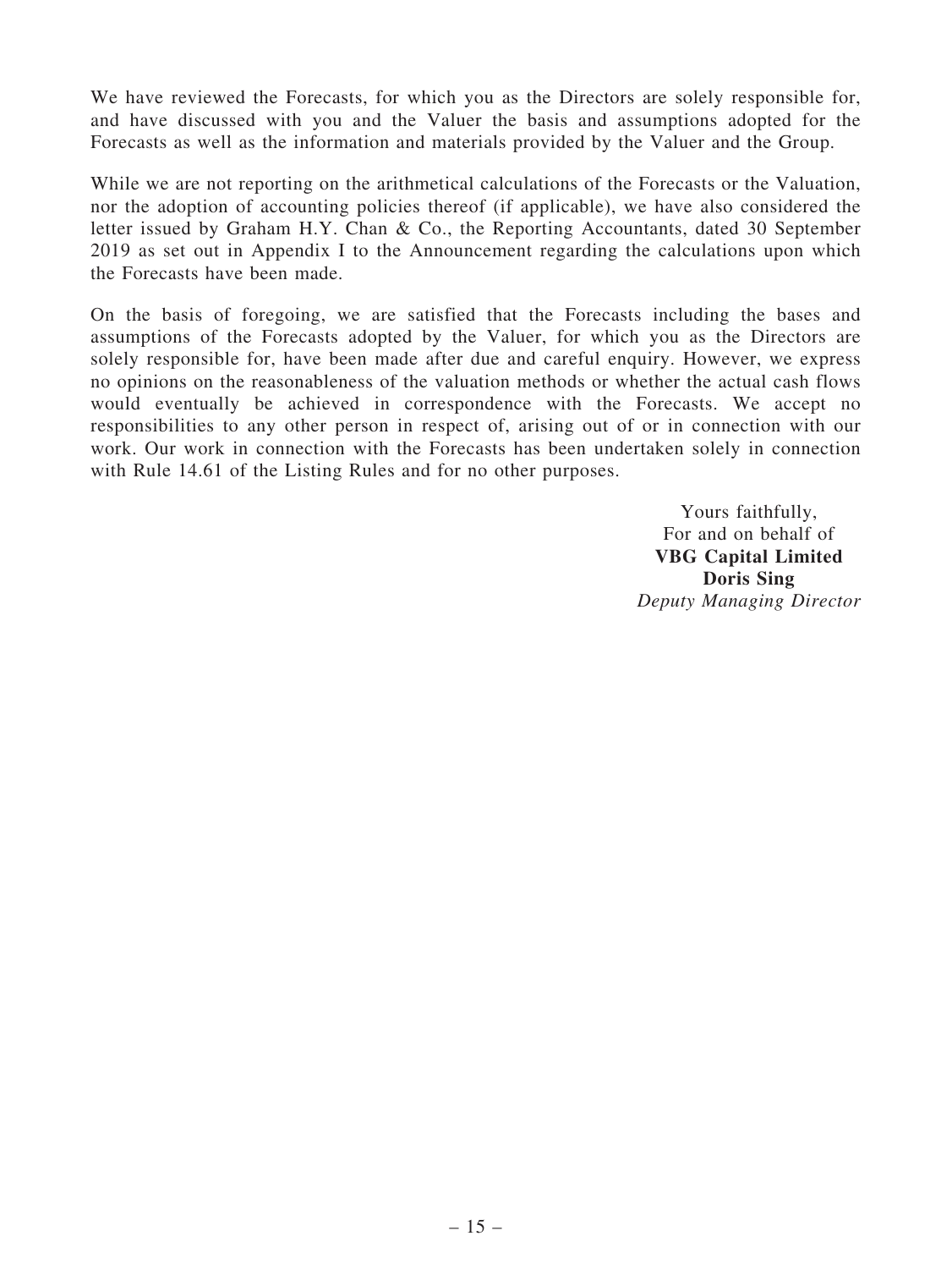We have reviewed the Forecasts, for which you as the Directors are solely responsible for, and have discussed with you and the Valuer the basis and assumptions adopted for the Forecasts as well as the information and materials provided by the Valuer and the Group.

While we are not reporting on the arithmetical calculations of the Forecasts or the Valuation, nor the adoption of accounting policies thereof (if applicable), we have also considered the letter issued by Graham H.Y. Chan & Co., the Reporting Accountants, dated 30 September 2019 as set out in Appendix I to the Announcement regarding the calculations upon which the Forecasts have been made.

On the basis of foregoing, we are satisfied that the Forecasts including the bases and assumptions of the Forecasts adopted by the Valuer, for which you as the Directors are solely responsible for, have been made after due and careful enquiry. However, we express no opinions on the reasonableness of the valuation methods or whether the actual cash flows would eventually be achieved in correspondence with the Forecasts. We accept no responsibilities to any other person in respect of, arising out of or in connection with our work. Our work in connection with the Forecasts has been undertaken solely in connection with Rule 14.61 of the Listing Rules and for no other purposes.

Yours faithfully,  
For and on behalf of  
**VBG Capital Limited**  
**Doris Sing**  
*Deputy Managing Director*